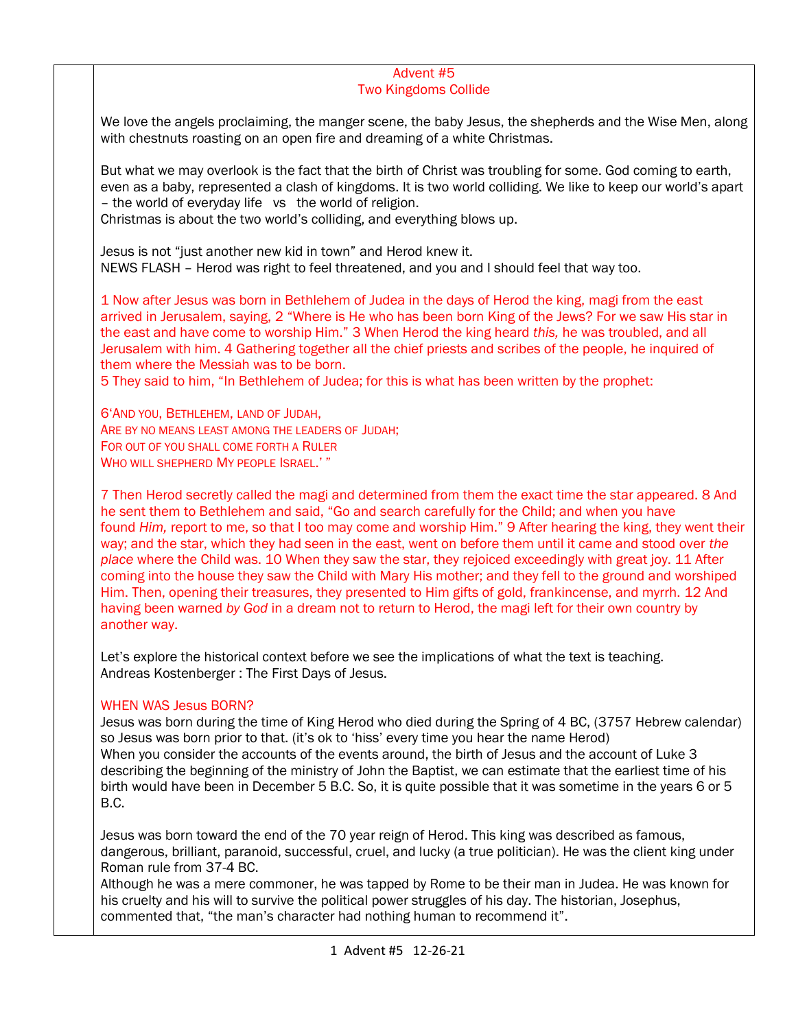# Advent #5
## Two Kingdoms Collide

We love the angels proclaiming, the manger scene, the baby Jesus, the shepherds and the Wise Men, along with chestnuts roasting on an open fire and dreaming of a white Christmas.

But what we may overlook is the fact that the birth of Christ was troubling for some. God coming to earth, even as a baby, represented a clash of kingdoms. It is two world colliding. We like to keep our world's apart – the world of everyday life vs the world of religion.
Christmas is about the two world's colliding, and everything blows up.

Jesus is not "just another new kid in town" and Herod knew it.
NEWS FLASH – Herod was right to feel threatened, and you and I should feel that way too.

1 Now after Jesus was born in Bethlehem of Judea in the days of Herod the king, magi from the east arrived in Jerusalem, saying, 2 "Where is He who has been born King of the Jews? For we saw His star in the east and have come to worship Him." 3 When Herod the king heard *this,* he was troubled, and all Jerusalem with him. 4 Gathering together all the chief priests and scribes of the people, he inquired of them where the Messiah was to be born.
5 They said to him, "In Bethlehem of Judea; for this is what has been written by the prophet:

6'AND YOU, BETHLEHEM, LAND OF JUDAH,
ARE BY NO MEANS LEAST AMONG THE LEADERS OF JUDAH;
FOR OUT OF YOU SHALL COME FORTH A RULER
WHO WILL SHEPHERD MY PEOPLE ISRAEL.' "

7 Then Herod secretly called the magi and determined from them the exact time the star appeared. 8 And he sent them to Bethlehem and said, "Go and search carefully for the Child; and when you have found *Him,* report to me, so that I too may come and worship Him." 9 After hearing the king, they went their way; and the star, which they had seen in the east, went on before them until it came and stood over *the place* where the Child was. 10 When they saw the star, they rejoiced exceedingly with great joy. 11 After coming into the house they saw the Child with Mary His mother; and they fell to the ground and worshiped Him. Then, opening their treasures, they presented to Him gifts of gold, frankincense, and myrrh. 12 And having been warned *by God* in a dream not to return to Herod, the magi left for their own country by another way.

Let's explore the historical context before we see the implications of what the text is teaching.
Andreas Kostenberger : The First Days of Jesus.

WHEN WAS Jesus BORN?
Jesus was born during the time of King Herod who died during the Spring of 4 BC, (3757 Hebrew calendar) so Jesus was born prior to that. (it's ok to 'hiss' every time you hear the name Herod)
When you consider the accounts of the events around, the birth of Jesus and the account of Luke 3 describing the beginning of the ministry of John the Baptist, we can estimate that the earliest time of his birth would have been in December 5 B.C. So, it is quite possible that it was sometime in the years 6 or 5 B.C.

Jesus was born toward the end of the 70 year reign of Herod. This king was described as famous, dangerous, brilliant, paranoid, successful, cruel, and lucky (a true politician). He was the client king under Roman rule from 37-4 BC.
Although he was a mere commoner, he was tapped by Rome to be their man in Judea. He was known for his cruelty and his will to survive the political power struggles of his day. The historian, Josephus, commented that, "the man's character had nothing human to recommend it".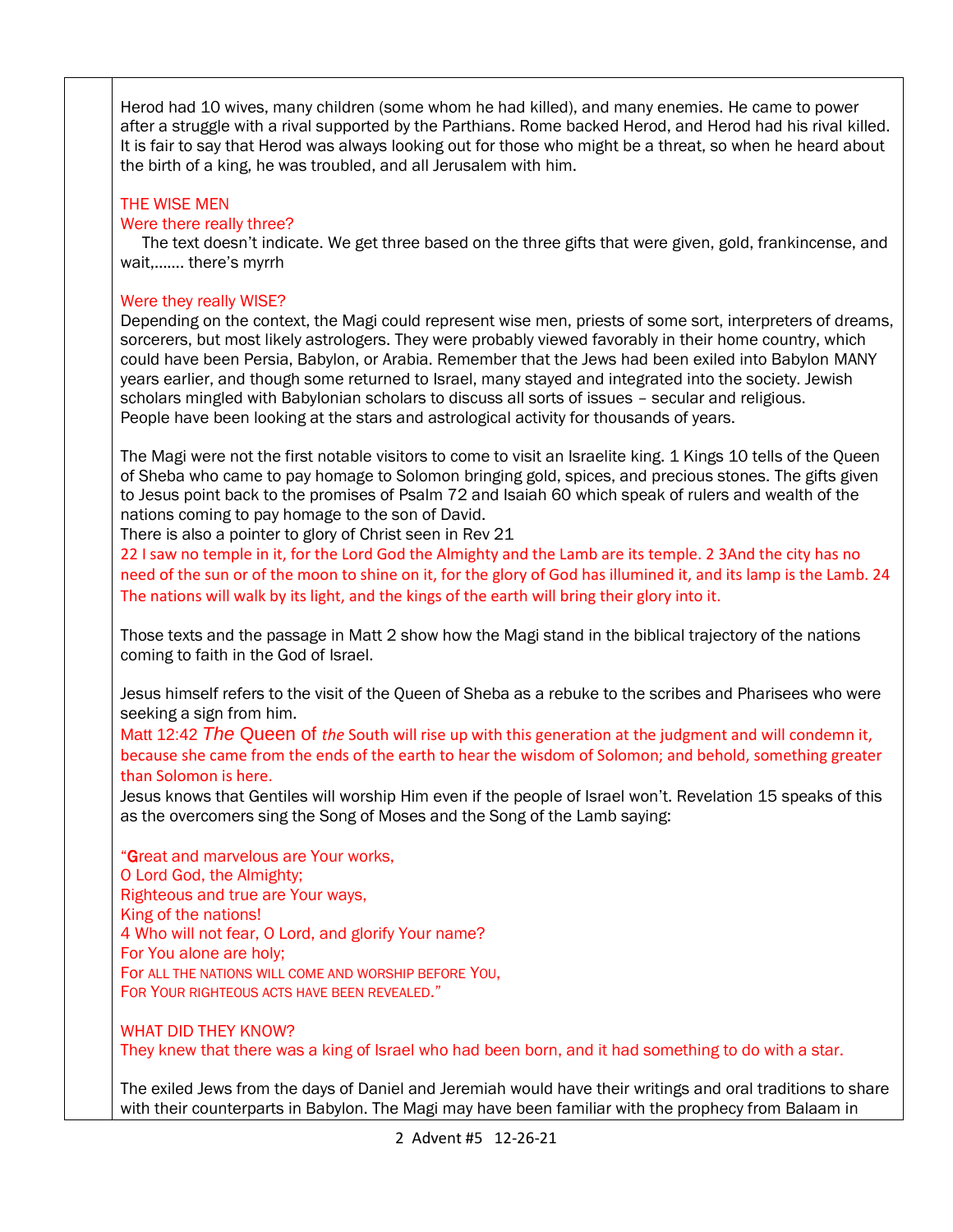Herod had 10 wives, many children (some whom he had killed), and many enemies. He came to power after a struggle with a rival supported by the Parthians. Rome backed Herod, and Herod had his rival killed. It is fair to say that Herod was always looking out for those who might be a threat, so when he heard about the birth of a king, he was troubled, and all Jerusalem with him.

THE WISE MEN

Were there really three?

The text doesn't indicate. We get three based on the three gifts that were given, gold, frankincense, and wait,……. there's myrrh

Were they really WISE?

Depending on the context, the Magi could represent wise men, priests of some sort, interpreters of dreams, sorcerers, but most likely astrologers. They were probably viewed favorably in their home country, which could have been Persia, Babylon, or Arabia. Remember that the Jews had been exiled into Babylon MANY years earlier, and though some returned to Israel, many stayed and integrated into the society. Jewish scholars mingled with Babylonian scholars to discuss all sorts of issues – secular and religious.
People have been looking at the stars and astrological activity for thousands of years.

The Magi were not the first notable visitors to come to visit an Israelite king. 1 Kings 10 tells of the Queen of Sheba who came to pay homage to Solomon bringing gold, spices, and precious stones. The gifts given to Jesus point back to the promises of Psalm 72 and Isaiah 60 which speak of rulers and wealth of the nations coming to pay homage to the son of David.
There is also a pointer to glory of Christ seen in Rev 21
22 I saw no temple in it, for the Lord God the Almighty and the Lamb are its temple. 2 3And the city has no need of the sun or of the moon to shine on it, for the glory of God has illumined it, and its lamp is the Lamb. 24 The nations will walk by its light, and the kings of the earth will bring their glory into it.

Those texts and the passage in Matt 2 show how the Magi stand in the biblical trajectory of the nations coming to faith in the God of Israel.

Jesus himself refers to the visit of the Queen of Sheba as a rebuke to the scribes and Pharisees who were seeking a sign from him.
Matt 12:42 The Queen of *the* South will rise up with this generation at the judgment and will condemn it, because she came from the ends of the earth to hear the wisdom of Solomon; and behold, something greater than Solomon is here.
Jesus knows that Gentiles will worship Him even if the people of Israel won't. Revelation 15 speaks of this as the overcomers sing the Song of Moses and the Song of the Lamb saying:

"**G**reat and marvelous are Your works,
O Lord God, the Almighty;
Righteous and true are Your ways,
King of the nations!
4 Who will not fear, O Lord, and glorify Your name?
For You alone are holy;
FOR ALL THE NATIONS WILL COME AND WORSHIP BEFORE YOU,
FOR YOUR RIGHTEOUS ACTS HAVE BEEN REVEALED."

WHAT DID THEY KNOW?

They knew that there was a king of Israel who had been born, and it had something to do with a star.

The exiled Jews from the days of Daniel and Jeremiah would have their writings and oral traditions to share with their counterparts in Babylon. The Magi may have been familiar with the prophecy from Balaam in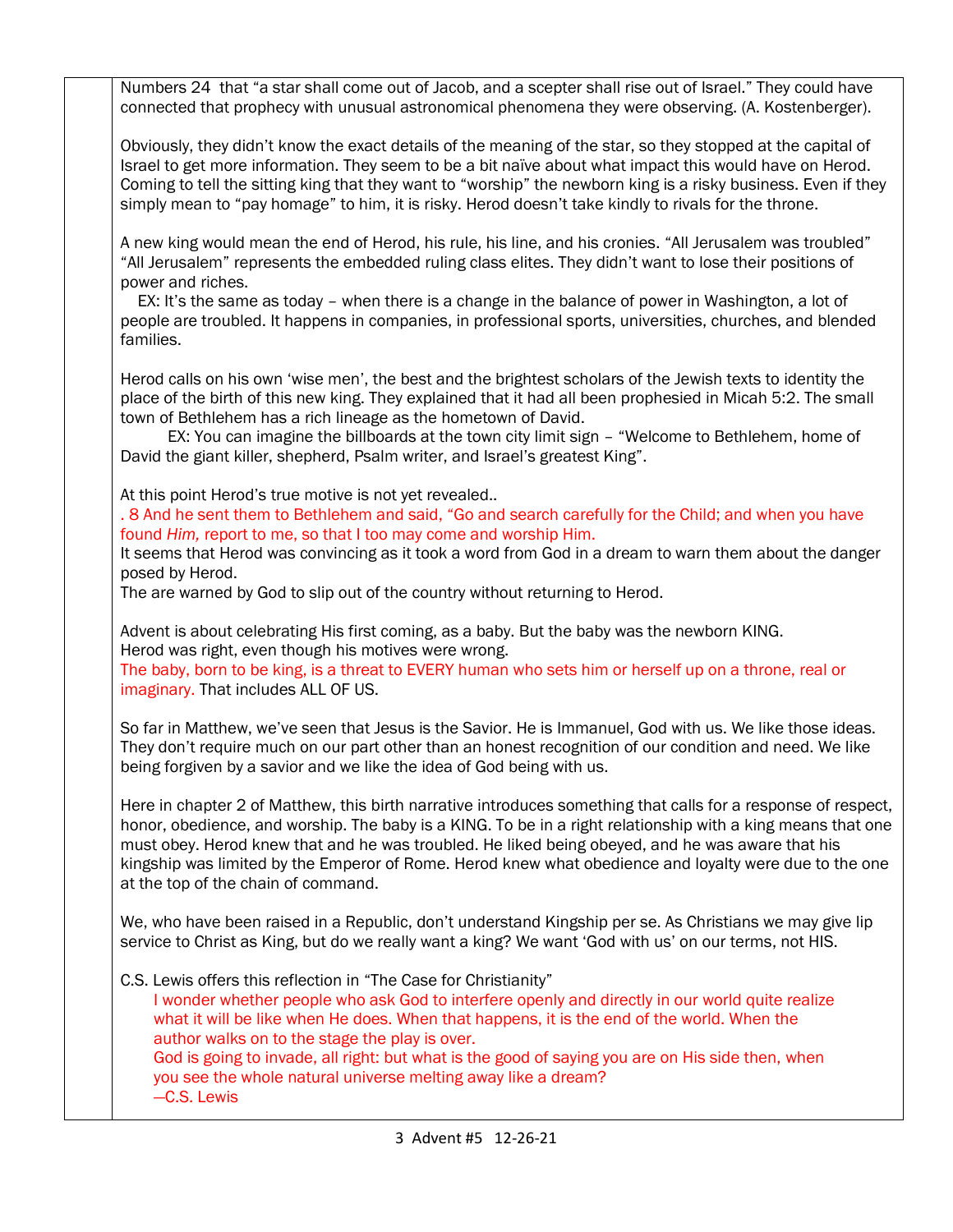Numbers 24 that "a star shall come out of Jacob, and a scepter shall rise out of Israel." They could have connected that prophecy with unusual astronomical phenomena they were observing. (A. Kostenberger).

Obviously, they didn't know the exact details of the meaning of the star, so they stopped at the capital of Israel to get more information. They seem to be a bit naïve about what impact this would have on Herod. Coming to tell the sitting king that they want to "worship" the newborn king is a risky business. Even if they simply mean to "pay homage" to him, it is risky. Herod doesn't take kindly to rivals for the throne.

A new king would mean the end of Herod, his rule, his line, and his cronies. "All Jerusalem was troubled" "All Jerusalem" represents the embedded ruling class elites. They didn't want to lose their positions of power and riches.

EX: It's the same as today – when there is a change in the balance of power in Washington, a lot of people are troubled. It happens in companies, in professional sports, universities, churches, and blended families.

Herod calls on his own 'wise men', the best and the brightest scholars of the Jewish texts to identity the place of the birth of this new king. They explained that it had all been prophesied in Micah 5:2. The small town of Bethlehem has a rich lineage as the hometown of David.

EX: You can imagine the billboards at the town city limit sign – "Welcome to Bethlehem, home of David the giant killer, shepherd, Psalm writer, and Israel's greatest King".

At this point Herod's true motive is not yet revealed..

. 8 And he sent them to Bethlehem and said, "Go and search carefully for the Child; and when you have found *Him,* report to me, so that I too may come and worship Him.

It seems that Herod was convincing as it took a word from God in a dream to warn them about the danger posed by Herod.

The are warned by God to slip out of the country without returning to Herod.

Advent is about celebrating His first coming, as a baby. But the baby was the newborn KING.
Herod was right, even though his motives were wrong.
The baby, born to be king, is a threat to EVERY human who sets him or herself up on a throne, real or imaginary. That includes ALL OF US.

So far in Matthew, we've seen that Jesus is the Savior. He is Immanuel, God with us. We like those ideas. They don't require much on our part other than an honest recognition of our condition and need. We like being forgiven by a savior and we like the idea of God being with us.

Here in chapter 2 of Matthew, this birth narrative introduces something that calls for a response of respect, honor, obedience, and worship. The baby is a KING. To be in a right relationship with a king means that one must obey. Herod knew that and he was troubled. He liked being obeyed, and he was aware that his kingship was limited by the Emperor of Rome. Herod knew what obedience and loyalty were due to the one at the top of the chain of command.

We, who have been raised in a Republic, don't understand Kingship per se. As Christians we may give lip service to Christ as King, but do we really want a king? We want 'God with us' on our terms, not HIS.

C.S. Lewis offers this reflection in "The Case for Christianity"

> I wonder whether people who ask God to interfere openly and directly in our world quite realize what it will be like when He does. When that happens, it is the end of the world. When the author walks on to the stage the play is over.
> God is going to invade, all right: but what is the good of saying you are on His side then, when you see the whole natural universe melting away like a dream?
> —C.S. Lewis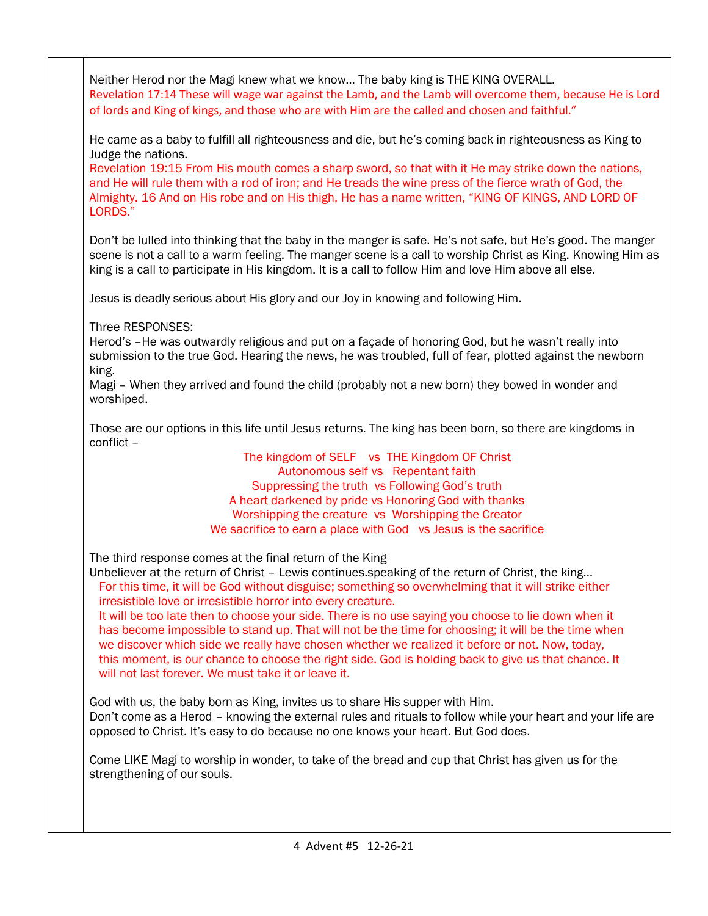Neither Herod nor the Magi knew what we know… The baby king is THE KING OVERALL.
Revelation 17:14 These will wage war against the Lamb, and the Lamb will overcome them, because He is Lord of lords and King of kings, and those who are with Him are the called and chosen and faithful."

He came as a baby to fulfill all righteousness and die, but he's coming back in righteousness as King to Judge the nations.
Revelation 19:15 From His mouth comes a sharp sword, so that with it He may strike down the nations, and He will rule them with a rod of iron; and He treads the wine press of the fierce wrath of God, the Almighty. 16 And on His robe and on His thigh, He has a name written, "KING OF KINGS, AND LORD OF LORDS."

Don't be lulled into thinking that the baby in the manger is safe. He's not safe, but He's good. The manger scene is not a call to a warm feeling. The manger scene is a call to worship Christ as King. Knowing Him as king is a call to participate in His kingdom. It is a call to follow Him and love Him above all else.

Jesus is deadly serious about His glory and our Joy in knowing and following Him.

Three RESPONSES:
Herod's –He was outwardly religious and put on a façade of honoring God, but he wasn't really into submission to the true God. Hearing the news, he was troubled, full of fear, plotted against the newborn king.
Magi – When they arrived and found the child (probably not a new born) they bowed in wonder and worshiped.

Those are our options in this life until Jesus returns. The king has been born, so there are kingdoms in conflict –

The kingdom of SELF vs THE Kingdom OF Christ
Autonomous self vs Repentant faith
Suppressing the truth vs Following God's truth
A heart darkened by pride vs Honoring God with thanks
Worshipping the creature vs Worshipping the Creator
We sacrifice to earn a place with God vs Jesus is the sacrifice

The third response comes at the final return of the King
Unbeliever at the return of Christ – Lewis continues.speaking of the return of Christ, the king…

> For this time, it will be God without disguise; something so overwhelming that it will strike either irresistible love or irresistible horror into every creature.
> It will be too late then to choose your side. There is no use saying you choose to lie down when it has become impossible to stand up. That will not be the time for choosing; it will be the time when we discover which side we really have chosen whether we realized it before or not. Now, today, this moment, is our chance to choose the right side. God is holding back to give us that chance. It will not last forever. We must take it or leave it.

God with us, the baby born as King, invites us to share His supper with Him.
Don't come as a Herod – knowing the external rules and rituals to follow while your heart and your life are opposed to Christ. It's easy to do because no one knows your heart. But God does.

Come LIKE Magi to worship in wonder, to take of the bread and cup that Christ has given us for the strengthening of our souls.